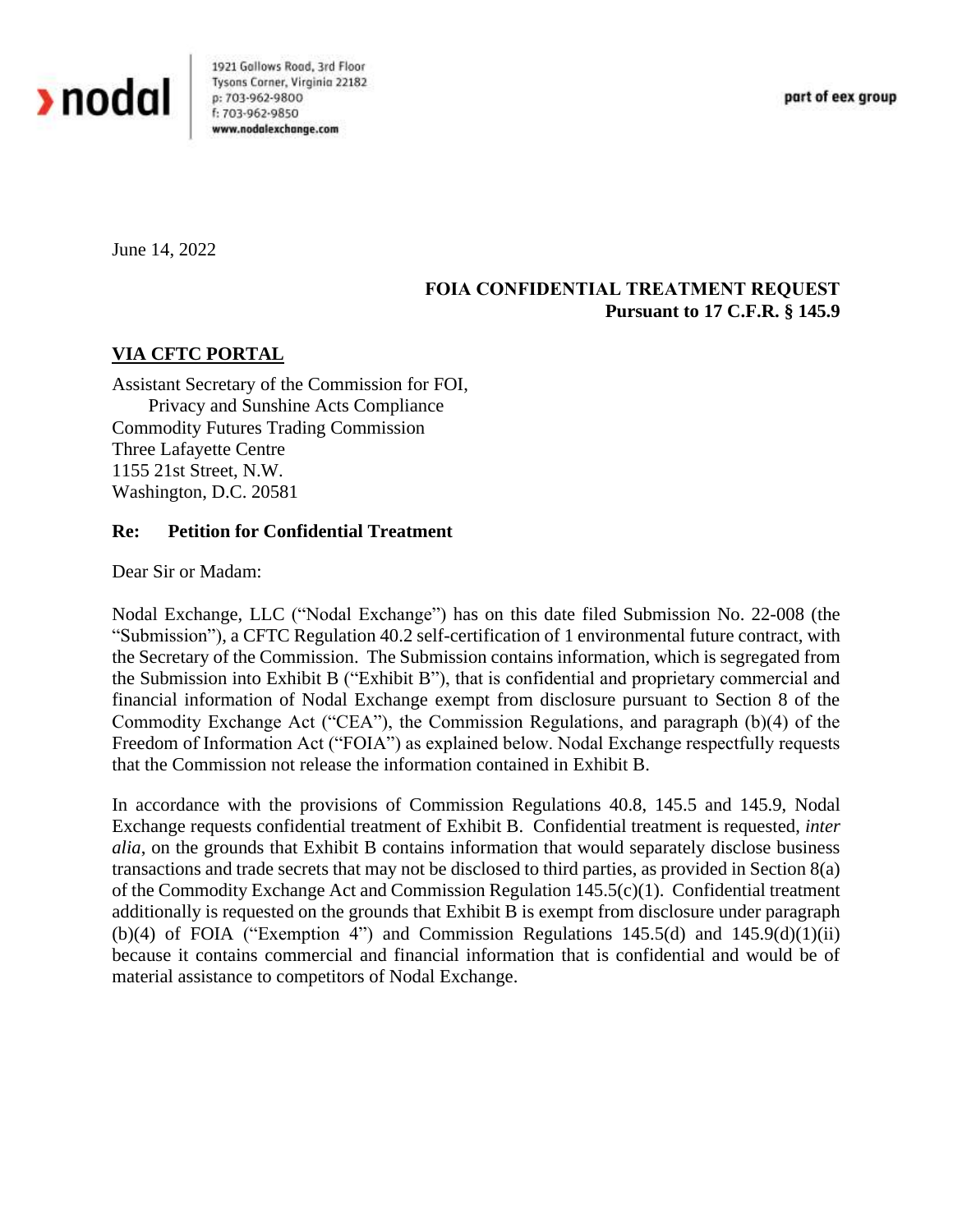›nodal

1921 Gallows Road, 3rd Floor
Tysons Corner, Virginia 22182
p: 703-962-9800
f: 703-962-9850
www.nodalexchange.com

part of eex group

June 14, 2022

**FOIA CONFIDENTIAL TREATMENT REQUEST**
**Pursuant to 17 C.F.R. § 145.9**

**VIA CFTC PORTAL**

Assistant Secretary of the Commission for FOI,
Privacy and Sunshine Acts Compliance
Commodity Futures Trading Commission
Three Lafayette Centre
1155 21st Street, N.W.
Washington, D.C. 20581

**Re: Petition for Confidential Treatment**

Dear Sir or Madam:

Nodal Exchange, LLC ("Nodal Exchange") has on this date filed Submission No. 22-008 (the "Submission"), a CFTC Regulation 40.2 self-certification of 1 environmental future contract, with the Secretary of the Commission. The Submission contains information, which is segregated from the Submission into Exhibit B ("Exhibit B"), that is confidential and proprietary commercial and financial information of Nodal Exchange exempt from disclosure pursuant to Section 8 of the Commodity Exchange Act ("CEA"), the Commission Regulations, and paragraph (b)(4) of the Freedom of Information Act ("FOIA") as explained below. Nodal Exchange respectfully requests that the Commission not release the information contained in Exhibit B.

In accordance with the provisions of Commission Regulations 40.8, 145.5 and 145.9, Nodal Exchange requests confidential treatment of Exhibit B. Confidential treatment is requested, *inter alia*, on the grounds that Exhibit B contains information that would separately disclose business transactions and trade secrets that may not be disclosed to third parties, as provided in Section 8(a) of the Commodity Exchange Act and Commission Regulation 145.5(c)(1). Confidential treatment additionally is requested on the grounds that Exhibit B is exempt from disclosure under paragraph (b)(4) of FOIA ("Exemption 4") and Commission Regulations 145.5(d) and 145.9(d)(1)(ii) because it contains commercial and financial information that is confidential and would be of material assistance to competitors of Nodal Exchange.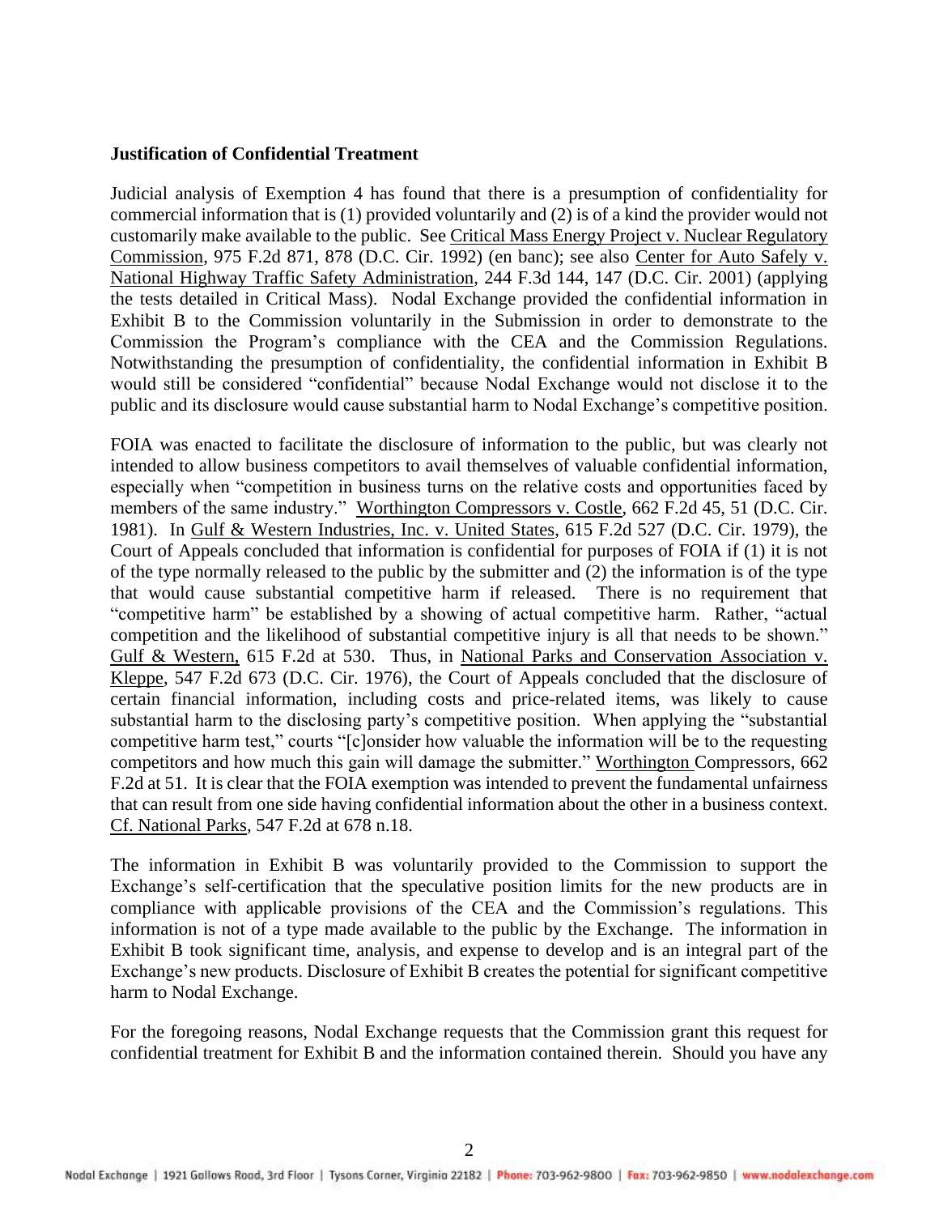**Justification of Confidential Treatment**

Judicial analysis of Exemption 4 has found that there is a presumption of confidentiality for commercial information that is (1) provided voluntarily and (2) is of a kind the provider would not customarily make available to the public. See Critical Mass Energy Project v. Nuclear Regulatory Commission, 975 F.2d 871, 878 (D.C. Cir. 1992) (en banc); see also Center for Auto Safely v. National Highway Traffic Safety Administration, 244 F.3d 144, 147 (D.C. Cir. 2001) (applying the tests detailed in Critical Mass). Nodal Exchange provided the confidential information in Exhibit B to the Commission voluntarily in the Submission in order to demonstrate to the Commission the Program's compliance with the CEA and the Commission Regulations. Notwithstanding the presumption of confidentiality, the confidential information in Exhibit B would still be considered "confidential" because Nodal Exchange would not disclose it to the public and its disclosure would cause substantial harm to Nodal Exchange's competitive position.

FOIA was enacted to facilitate the disclosure of information to the public, but was clearly not intended to allow business competitors to avail themselves of valuable confidential information, especially when "competition in business turns on the relative costs and opportunities faced by members of the same industry." Worthington Compressors v. Costle, 662 F.2d 45, 51 (D.C. Cir. 1981). In Gulf & Western Industries, Inc. v. United States, 615 F.2d 527 (D.C. Cir. 1979), the Court of Appeals concluded that information is confidential for purposes of FOIA if (1) it is not of the type normally released to the public by the submitter and (2) the information is of the type that would cause substantial competitive harm if released. There is no requirement that "competitive harm" be established by a showing of actual competitive harm. Rather, "actual competition and the likelihood of substantial competitive injury is all that needs to be shown." Gulf & Western, 615 F.2d at 530. Thus, in National Parks and Conservation Association v. Kleppe, 547 F.2d 673 (D.C. Cir. 1976), the Court of Appeals concluded that the disclosure of certain financial information, including costs and price-related items, was likely to cause substantial harm to the disclosing party's competitive position. When applying the "substantial competitive harm test," courts "[c]onsider how valuable the information will be to the requesting competitors and how much this gain will damage the submitter." Worthington Compressors, 662 F.2d at 51. It is clear that the FOIA exemption was intended to prevent the fundamental unfairness that can result from one side having confidential information about the other in a business context. Cf. National Parks, 547 F.2d at 678 n.18.

The information in Exhibit B was voluntarily provided to the Commission to support the Exchange's self-certification that the speculative position limits for the new products are in compliance with applicable provisions of the CEA and the Commission's regulations. This information is not of a type made available to the public by the Exchange. The information in Exhibit B took significant time, analysis, and expense to develop and is an integral part of the Exchange's new products. Disclosure of Exhibit B creates the potential for significant competitive harm to Nodal Exchange.

For the foregoing reasons, Nodal Exchange requests that the Commission grant this request for confidential treatment for Exhibit B and the information contained therein. Should you have any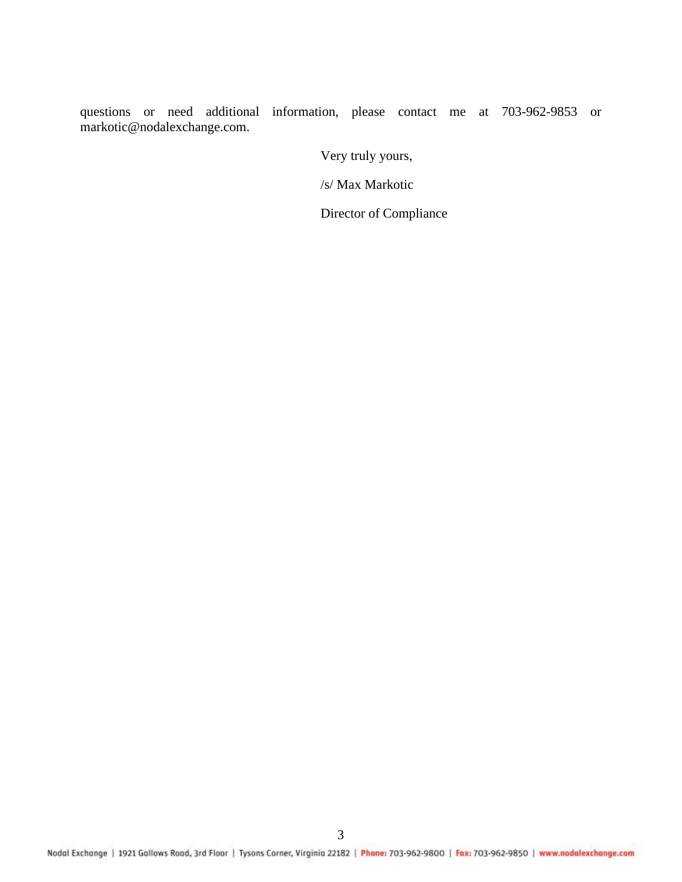questions or need additional information, please contact me at 703-962-9853 or markotic@nodalexchange.com.

Very truly yours,

/s/ Max Markotic

Director of Compliance